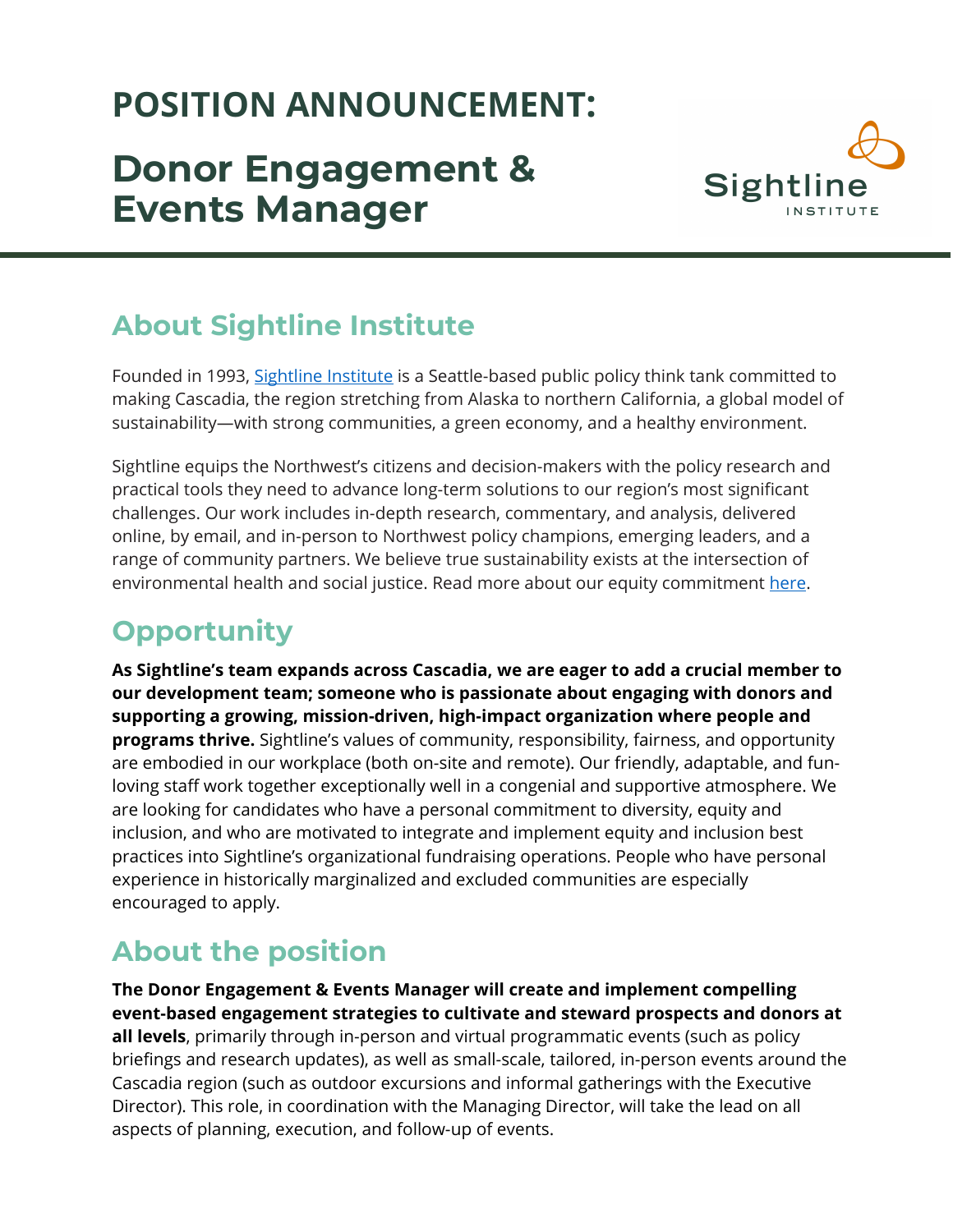# POSITION ANNOUNCEMENT:

# Donor Engagement & Events Manager

## About Sightline Institute

Founded in 1993, [Sightline Institute](#) is a Seattle-based public policy think tank committed to making Cascadia, the region stretching from Alaska to northern California, a global model of sustainability—with strong communities, a green economy, and a healthy environment.

Sightline equips the Northwest's citizens and decision-makers with the policy research and practical tools they need to advance long-term solutions to our region's most significant challenges. Our work includes in-depth research, commentary, and analysis, delivered online, by email, and in-person to Northwest policy champions, emerging leaders, and a range of community partners. We believe true sustainability exists at the intersection of environmental health and social justice. Read more about our equity commitment [here](#).

## Opportunity

**As Sightline's team expands across Cascadia, we are eager to add a crucial member to our development team; someone who is passionate about engaging with donors and supporting a growing, mission-driven, high-impact organization where people and programs thrive.** Sightline's values of community, responsibility, fairness, and opportunity are embodied in our workplace (both on-site and remote). Our friendly, adaptable, and fun-loving staff work together exceptionally well in a congenial and supportive atmosphere. We are looking for candidates who have a personal commitment to diversity, equity and inclusion, and who are motivated to integrate and implement equity and inclusion best practices into Sightline's organizational fundraising operations. People who have personal experience in historically marginalized and excluded communities are especially encouraged to apply.

## About the position

**The Donor Engagement & Events Manager will create and implement compelling event-based engagement strategies to cultivate and steward prospects and donors at all levels**, primarily through in-person and virtual programmatic events (such as policy briefings and research updates), as well as small-scale, tailored, in-person events around the Cascadia region (such as outdoor excursions and informal gatherings with the Executive Director). This role, in coordination with the Managing Director, will take the lead on all aspects of planning, execution, and follow-up of events.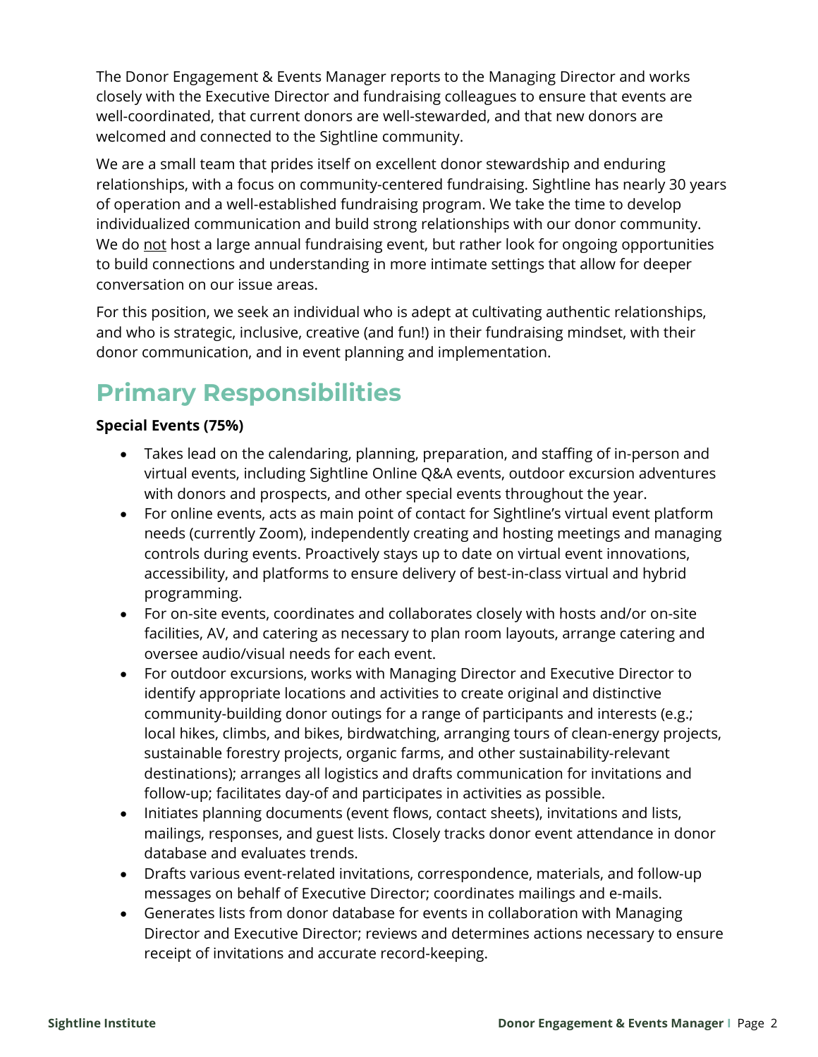The Donor Engagement & Events Manager reports to the Managing Director and works closely with the Executive Director and fundraising colleagues to ensure that events are well-coordinated, that current donors are well-stewarded, and that new donors are welcomed and connected to the Sightline community.

We are a small team that prides itself on excellent donor stewardship and enduring relationships, with a focus on community-centered fundraising. Sightline has nearly 30 years of operation and a well-established fundraising program. We take the time to develop individualized communication and build strong relationships with our donor community. We do <u>not</u> host a large annual fundraising event, but rather look for ongoing opportunities to build connections and understanding in more intimate settings that allow for deeper conversation on our issue areas.

For this position, we seek an individual who is adept at cultivating authentic relationships, and who is strategic, inclusive, creative (and fun!) in their fundraising mindset, with their donor communication, and in event planning and implementation.

## Primary Responsibilities

**Special Events (75%)**

- Takes lead on the calendaring, planning, preparation, and staffing of in-person and virtual events, including Sightline Online Q&A events, outdoor excursion adventures with donors and prospects, and other special events throughout the year.
- For online events, acts as main point of contact for Sightline's virtual event platform needs (currently Zoom), independently creating and hosting meetings and managing controls during events. Proactively stays up to date on virtual event innovations, accessibility, and platforms to ensure delivery of best-in-class virtual and hybrid programming.
- For on-site events, coordinates and collaborates closely with hosts and/or on-site facilities, AV, and catering as necessary to plan room layouts, arrange catering and oversee audio/visual needs for each event.
- For outdoor excursions, works with Managing Director and Executive Director to identify appropriate locations and activities to create original and distinctive community-building donor outings for a range of participants and interests (e.g.; local hikes, climbs, and bikes, birdwatching, arranging tours of clean-energy projects, sustainable forestry projects, organic farms, and other sustainability-relevant destinations); arranges all logistics and drafts communication for invitations and follow-up; facilitates day-of and participates in activities as possible.
- Initiates planning documents (event flows, contact sheets), invitations and lists, mailings, responses, and guest lists. Closely tracks donor event attendance in donor database and evaluates trends.
- Drafts various event-related invitations, correspondence, materials, and follow-up messages on behalf of Executive Director; coordinates mailings and e-mails.
- Generates lists from donor database for events in collaboration with Managing Director and Executive Director; reviews and determines actions necessary to ensure receipt of invitations and accurate record-keeping.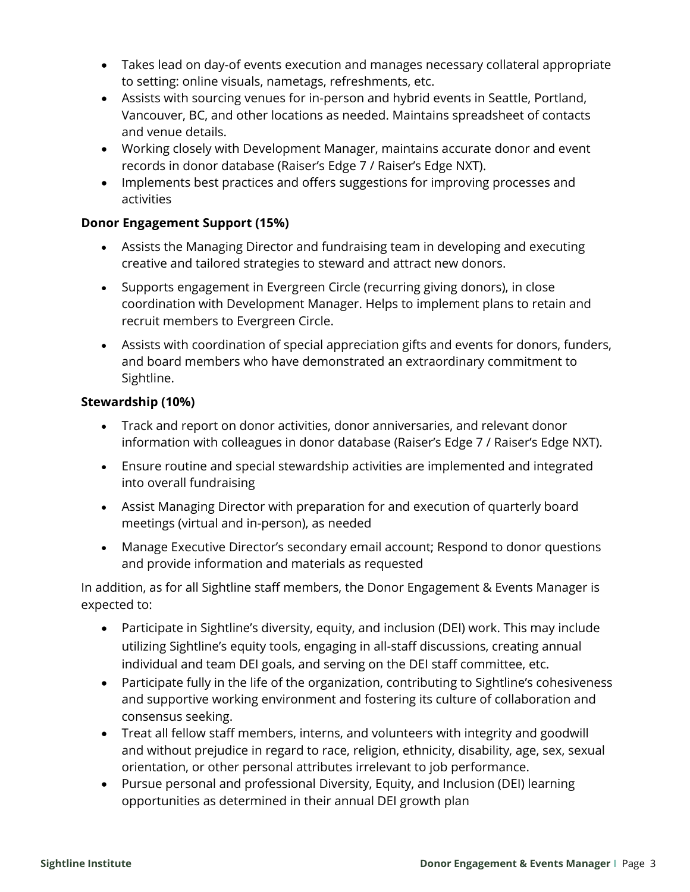- Takes lead on day-of events execution and manages necessary collateral appropriate to setting: online visuals, nametags, refreshments, etc.
- Assists with sourcing venues for in-person and hybrid events in Seattle, Portland, Vancouver, BC, and other locations as needed. Maintains spreadsheet of contacts and venue details.
- Working closely with Development Manager, maintains accurate donor and event records in donor database (Raiser's Edge 7 / Raiser's Edge NXT).
- Implements best practices and offers suggestions for improving processes and activities

**Donor Engagement Support (15%)**

- Assists the Managing Director and fundraising team in developing and executing creative and tailored strategies to steward and attract new donors.
- Supports engagement in Evergreen Circle (recurring giving donors), in close coordination with Development Manager. Helps to implement plans to retain and recruit members to Evergreen Circle.
- Assists with coordination of special appreciation gifts and events for donors, funders, and board members who have demonstrated an extraordinary commitment to Sightline.

**Stewardship (10%)**

- Track and report on donor activities, donor anniversaries, and relevant donor information with colleagues in donor database (Raiser's Edge 7 / Raiser's Edge NXT).
- Ensure routine and special stewardship activities are implemented and integrated into overall fundraising
- Assist Managing Director with preparation for and execution of quarterly board meetings (virtual and in-person), as needed
- Manage Executive Director's secondary email account; Respond to donor questions and provide information and materials as requested

In addition, as for all Sightline staff members, the Donor Engagement & Events Manager is expected to:

- Participate in Sightline's diversity, equity, and inclusion (DEI) work. This may include utilizing Sightline's equity tools, engaging in all-staff discussions, creating annual individual and team DEI goals, and serving on the DEI staff committee, etc.
- Participate fully in the life of the organization, contributing to Sightline's cohesiveness and supportive working environment and fostering its culture of collaboration and consensus seeking.
- Treat all fellow staff members, interns, and volunteers with integrity and goodwill and without prejudice in regard to race, religion, ethnicity, disability, age, sex, sexual orientation, or other personal attributes irrelevant to job performance.
- Pursue personal and professional Diversity, Equity, and Inclusion (DEI) learning opportunities as determined in their annual DEI growth plan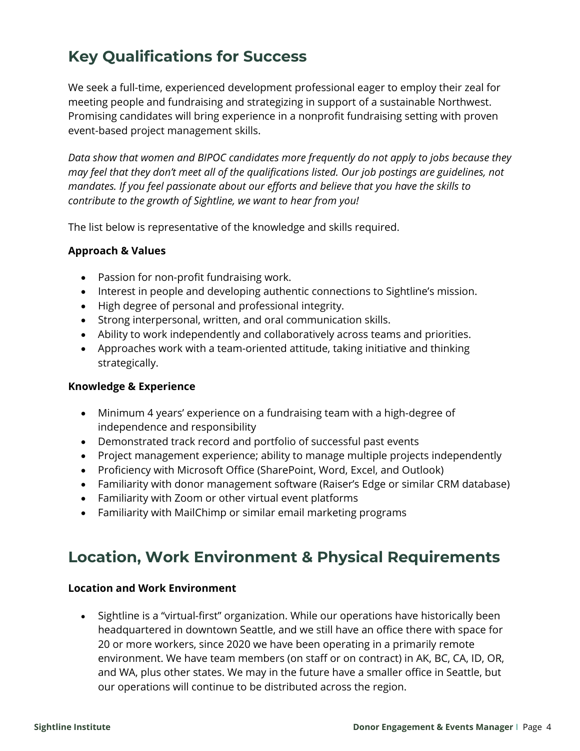## Key Qualifications for Success

We seek a full-time, experienced development professional eager to employ their zeal for meeting people and fundraising and strategizing in support of a sustainable Northwest. Promising candidates will bring experience in a nonprofit fundraising setting with proven event-based project management skills.

*Data show that women and BIPOC candidates more frequently do not apply to jobs because they may feel that they don't meet all of the qualifications listed. Our job postings are guidelines, not mandates. If you feel passionate about our efforts and believe that you have the skills to contribute to the growth of Sightline, we want to hear from you!*

The list below is representative of the knowledge and skills required.

**Approach & Values**

- Passion for non-profit fundraising work.
- Interest in people and developing authentic connections to Sightline's mission.
- High degree of personal and professional integrity.
- Strong interpersonal, written, and oral communication skills.
- Ability to work independently and collaboratively across teams and priorities.
- Approaches work with a team-oriented attitude, taking initiative and thinking strategically.

**Knowledge & Experience**

- Minimum 4 years' experience on a fundraising team with a high-degree of independence and responsibility
- Demonstrated track record and portfolio of successful past events
- Project management experience; ability to manage multiple projects independently
- Proficiency with Microsoft Office (SharePoint, Word, Excel, and Outlook)
- Familiarity with donor management software (Raiser's Edge or similar CRM database)
- Familiarity with Zoom or other virtual event platforms
- Familiarity with MailChimp or similar email marketing programs

## Location, Work Environment & Physical Requirements

**Location and Work Environment**

- Sightline is a "virtual-first" organization. While our operations have historically been headquartered in downtown Seattle, and we still have an office there with space for 20 or more workers, since 2020 we have been operating in a primarily remote environment. We have team members (on staff or on contract) in AK, BC, CA, ID, OR, and WA, plus other states. We may in the future have a smaller office in Seattle, but our operations will continue to be distributed across the region.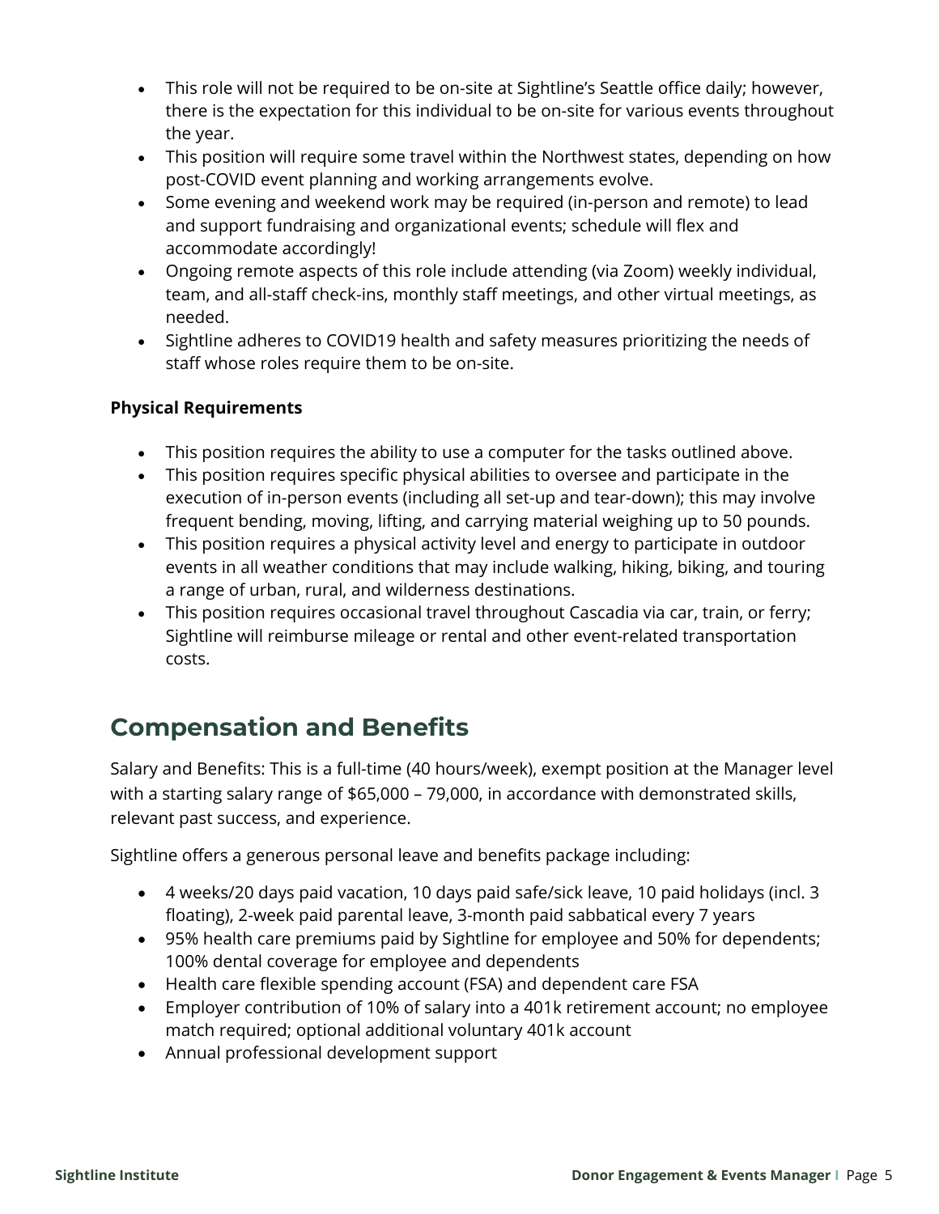- This role will not be required to be on-site at Sightline's Seattle office daily; however, there is the expectation for this individual to be on-site for various events throughout the year.
- This position will require some travel within the Northwest states, depending on how post-COVID event planning and working arrangements evolve.
- Some evening and weekend work may be required (in-person and remote) to lead and support fundraising and organizational events; schedule will flex and accommodate accordingly!
- Ongoing remote aspects of this role include attending (via Zoom) weekly individual, team, and all-staff check-ins, monthly staff meetings, and other virtual meetings, as needed.
- Sightline adheres to COVID19 health and safety measures prioritizing the needs of staff whose roles require them to be on-site.

**Physical Requirements**

- This position requires the ability to use a computer for the tasks outlined above.
- This position requires specific physical abilities to oversee and participate in the execution of in-person events (including all set-up and tear-down); this may involve frequent bending, moving, lifting, and carrying material weighing up to 50 pounds.
- This position requires a physical activity level and energy to participate in outdoor events in all weather conditions that may include walking, hiking, biking, and touring a range of urban, rural, and wilderness destinations.
- This position requires occasional travel throughout Cascadia via car, train, or ferry; Sightline will reimburse mileage or rental and other event-related transportation costs.

## Compensation and Benefits

Salary and Benefits: This is a full-time (40 hours/week), exempt position at the Manager level with a starting salary range of $65,000 – 79,000, in accordance with demonstrated skills, relevant past success, and experience.

Sightline offers a generous personal leave and benefits package including:

- 4 weeks/20 days paid vacation, 10 days paid safe/sick leave, 10 paid holidays (incl. 3 floating), 2-week paid parental leave, 3-month paid sabbatical every 7 years
- 95% health care premiums paid by Sightline for employee and 50% for dependents; 100% dental coverage for employee and dependents
- Health care flexible spending account (FSA) and dependent care FSA
- Employer contribution of 10% of salary into a 401k retirement account; no employee match required; optional additional voluntary 401k account
- Annual professional development support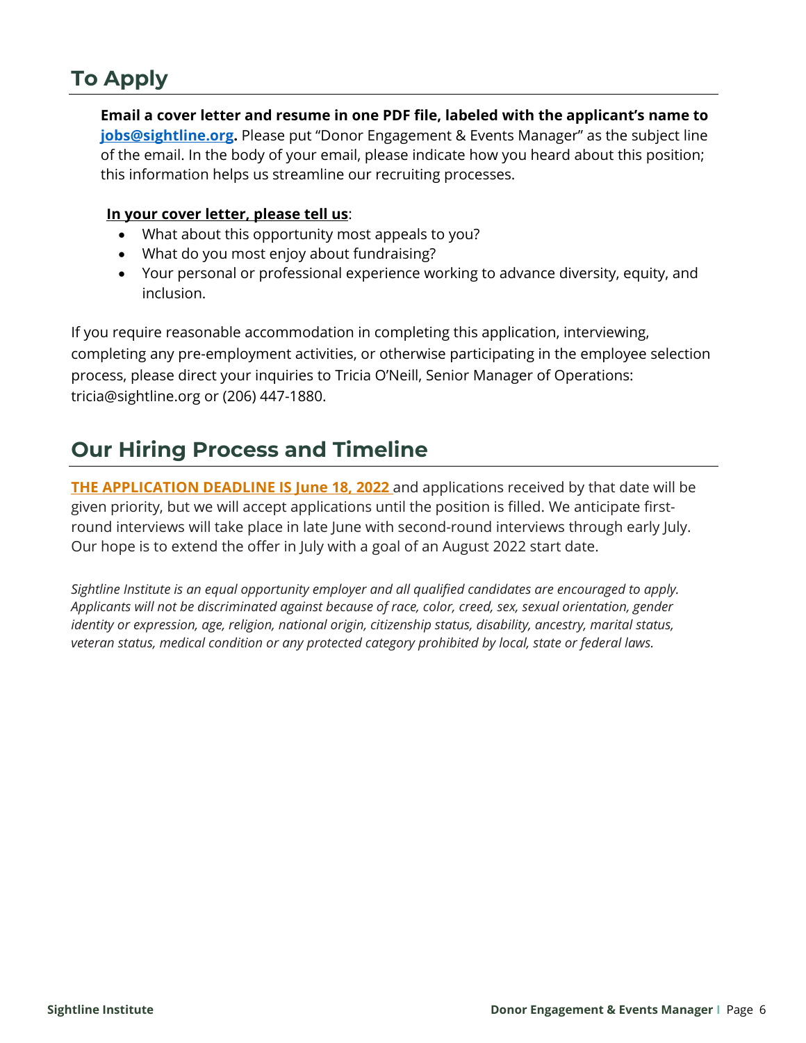## To Apply

**Email a cover letter and resume in one PDF file, labeled with the applicant's name to [jobs@sightline.org](mailto:jobs@sightline.org).** Please put "Donor Engagement & Events Manager" as the subject line of the email. In the body of your email, please indicate how you heard about this position; this information helps us streamline our recruiting processes.

**In your cover letter, please tell us**:

- What about this opportunity most appeals to you?
- What do you most enjoy about fundraising?
- Your personal or professional experience working to advance diversity, equity, and inclusion.

If you require reasonable accommodation in completing this application, interviewing, completing any pre-employment activities, or otherwise participating in the employee selection process, please direct your inquiries to Tricia O'Neill, Senior Manager of Operations: tricia@sightline.org or (206) 447-1880.

## Our Hiring Process and Timeline

**THE APPLICATION DEADLINE IS June 18, 2022** and applications received by that date will be given priority, but we will accept applications until the position is filled. We anticipate first-round interviews will take place in late June with second-round interviews through early July. Our hope is to extend the offer in July with a goal of an August 2022 start date.

*Sightline Institute is an equal opportunity employer and all qualified candidates are encouraged to apply. Applicants will not be discriminated against because of race, color, creed, sex, sexual orientation, gender identity or expression, age, religion, national origin, citizenship status, disability, ancestry, marital status, veteran status, medical condition or any protected category prohibited by local, state or federal laws.*